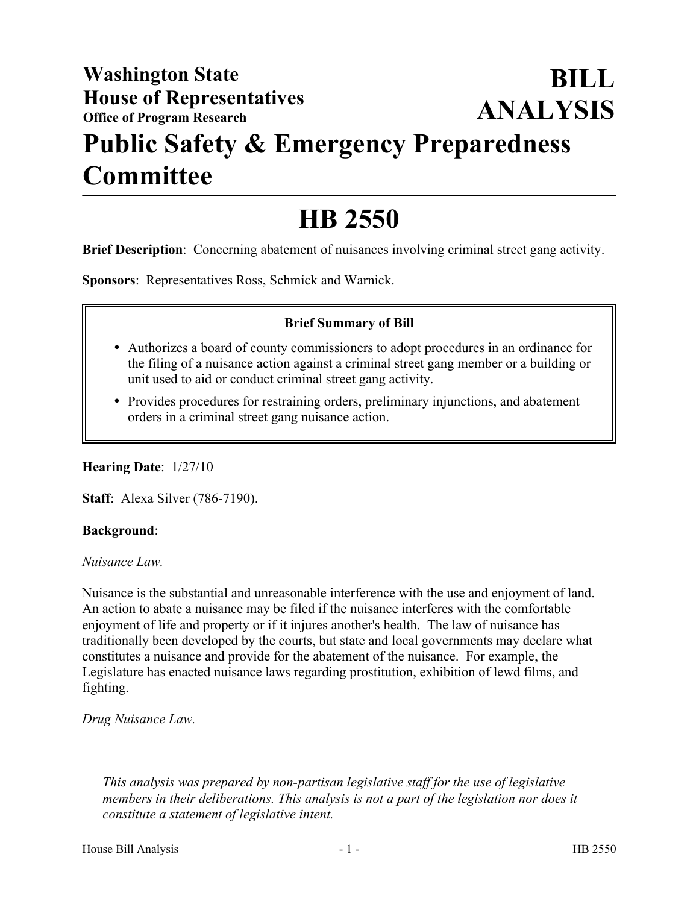**Washington State House of Representatives**
**Office of Program Research**

# BILL ANALYSIS

# Public Safety & Emergency Preparedness Committee

# HB 2550

**Brief Description**: Concerning abatement of nuisances involving criminal street gang activity.

**Sponsors**: Representatives Ross, Schmick and Warnick.

**Brief Summary of Bill**

- Authorizes a board of county commissioners to adopt procedures in an ordinance for the filing of a nuisance action against a criminal street gang member or a building or unit used to aid or conduct criminal street gang activity.
- Provides procedures for restraining orders, preliminary injunctions, and abatement orders in a criminal street gang nuisance action.

**Hearing Date**: 1/27/10

**Staff**: Alexa Silver (786-7190).

**Background**:

*Nuisance Law.*

Nuisance is the substantial and unreasonable interference with the use and enjoyment of land. An action to abate a nuisance may be filed if the nuisance interferes with the comfortable enjoyment of life and property or if it injures another's health. The law of nuisance has traditionally been developed by the courts, but state and local governments may declare what constitutes a nuisance and provide for the abatement of the nuisance. For example, the Legislature has enacted nuisance laws regarding prostitution, exhibition of lewd films, and fighting.

*Drug Nuisance Law.*

---

*This analysis was prepared by non-partisan legislative staff for the use of legislative members in their deliberations. This analysis is not a part of the legislation nor does it constitute a statement of legislative intent.*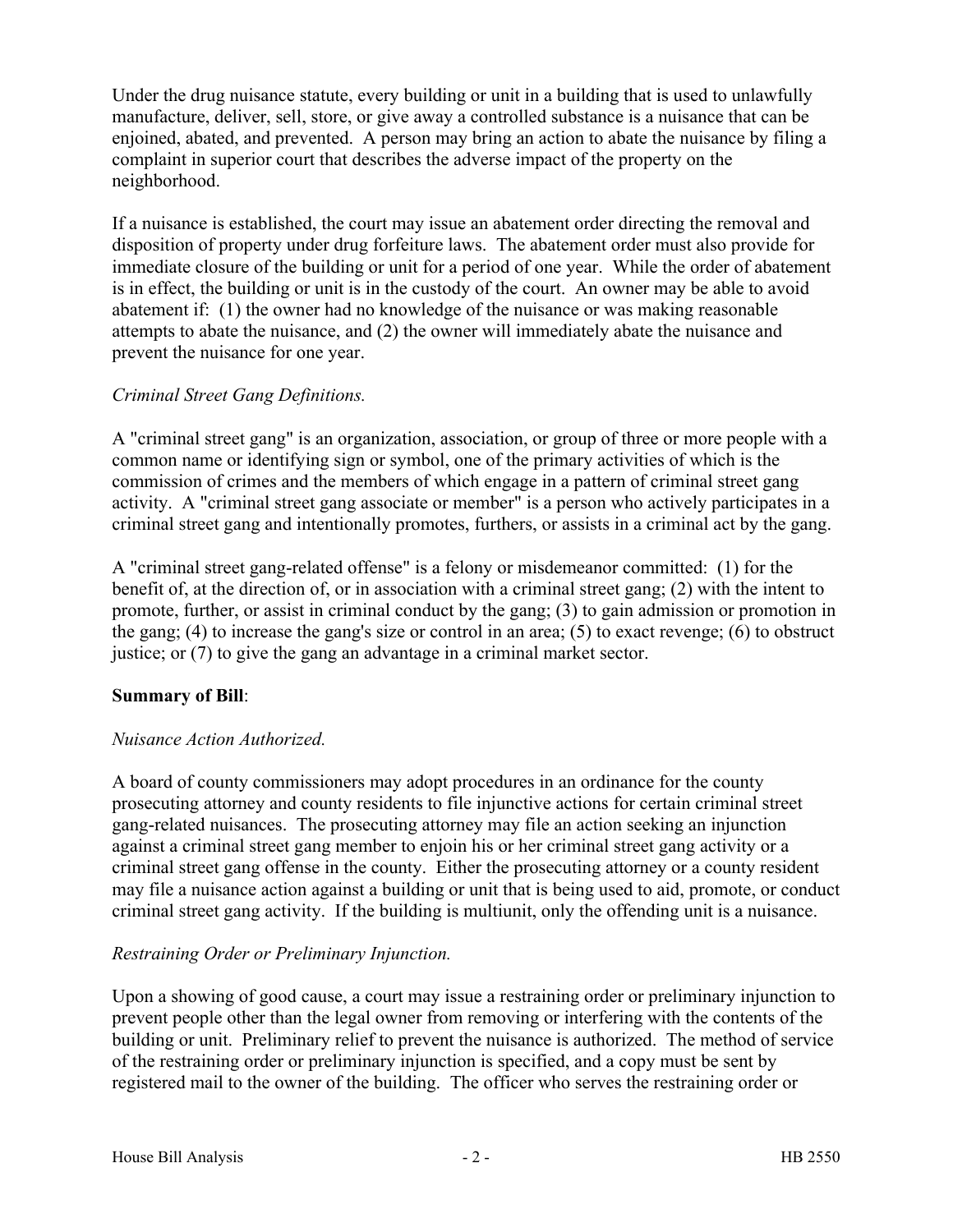Under the drug nuisance statute, every building or unit in a building that is used to unlawfully manufacture, deliver, sell, store, or give away a controlled substance is a nuisance that can be enjoined, abated, and prevented. A person may bring an action to abate the nuisance by filing a complaint in superior court that describes the adverse impact of the property on the neighborhood.

If a nuisance is established, the court may issue an abatement order directing the removal and disposition of property under drug forfeiture laws. The abatement order must also provide for immediate closure of the building or unit for a period of one year. While the order of abatement is in effect, the building or unit is in the custody of the court. An owner may be able to avoid abatement if: (1) the owner had no knowledge of the nuisance or was making reasonable attempts to abate the nuisance, and (2) the owner will immediately abate the nuisance and prevent the nuisance for one year.

*Criminal Street Gang Definitions.*

A "criminal street gang" is an organization, association, or group of three or more people with a common name or identifying sign or symbol, one of the primary activities of which is the commission of crimes and the members of which engage in a pattern of criminal street gang activity. A "criminal street gang associate or member" is a person who actively participates in a criminal street gang and intentionally promotes, furthers, or assists in a criminal act by the gang.

A "criminal street gang-related offense" is a felony or misdemeanor committed: (1) for the benefit of, at the direction of, or in association with a criminal street gang; (2) with the intent to promote, further, or assist in criminal conduct by the gang; (3) to gain admission or promotion in the gang; (4) to increase the gang's size or control in an area; (5) to exact revenge; (6) to obstruct justice; or (7) to give the gang an advantage in a criminal market sector.

**Summary of Bill**:

*Nuisance Action Authorized.*

A board of county commissioners may adopt procedures in an ordinance for the county prosecuting attorney and county residents to file injunctive actions for certain criminal street gang-related nuisances. The prosecuting attorney may file an action seeking an injunction against a criminal street gang member to enjoin his or her criminal street gang activity or a criminal street gang offense in the county. Either the prosecuting attorney or a county resident may file a nuisance action against a building or unit that is being used to aid, promote, or conduct criminal street gang activity. If the building is multiunit, only the offending unit is a nuisance.

*Restraining Order or Preliminary Injunction.*

Upon a showing of good cause, a court may issue a restraining order or preliminary injunction to prevent people other than the legal owner from removing or interfering with the contents of the building or unit. Preliminary relief to prevent the nuisance is authorized. The method of service of the restraining order or preliminary injunction is specified, and a copy must be sent by registered mail to the owner of the building. The officer who serves the restraining order or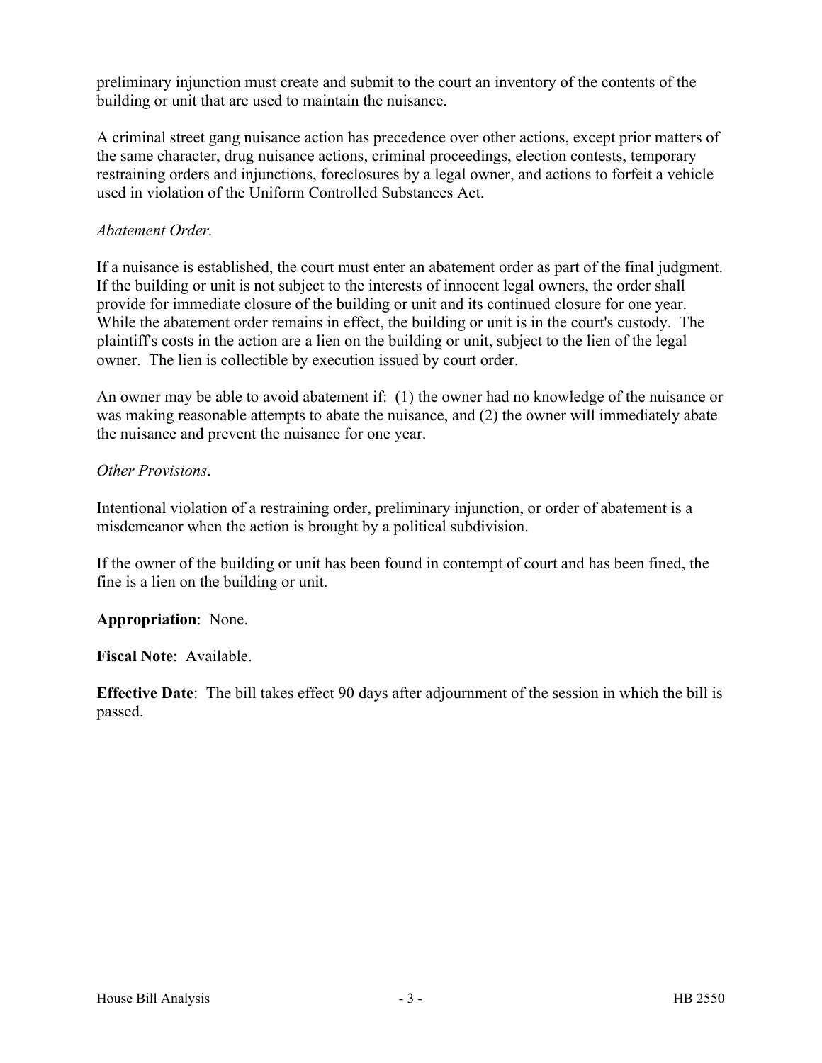preliminary injunction must create and submit to the court an inventory of the contents of the building or unit that are used to maintain the nuisance.

A criminal street gang nuisance action has precedence over other actions, except prior matters of the same character, drug nuisance actions, criminal proceedings, election contests, temporary restraining orders and injunctions, foreclosures by a legal owner, and actions to forfeit a vehicle used in violation of the Uniform Controlled Substances Act.

*Abatement Order.*

If a nuisance is established, the court must enter an abatement order as part of the final judgment. If the building or unit is not subject to the interests of innocent legal owners, the order shall provide for immediate closure of the building or unit and its continued closure for one year. While the abatement order remains in effect, the building or unit is in the court's custody. The plaintiff's costs in the action are a lien on the building or unit, subject to the lien of the legal owner. The lien is collectible by execution issued by court order.

An owner may be able to avoid abatement if: (1) the owner had no knowledge of the nuisance or was making reasonable attempts to abate the nuisance, and (2) the owner will immediately abate the nuisance and prevent the nuisance for one year.

*Other Provisions*.

Intentional violation of a restraining order, preliminary injunction, or order of abatement is a misdemeanor when the action is brought by a political subdivision.

If the owner of the building or unit has been found in contempt of court and has been fined, the fine is a lien on the building or unit.

**Appropriation**: None.

**Fiscal Note**: Available.

**Effective Date**: The bill takes effect 90 days after adjournment of the session in which the bill is passed.